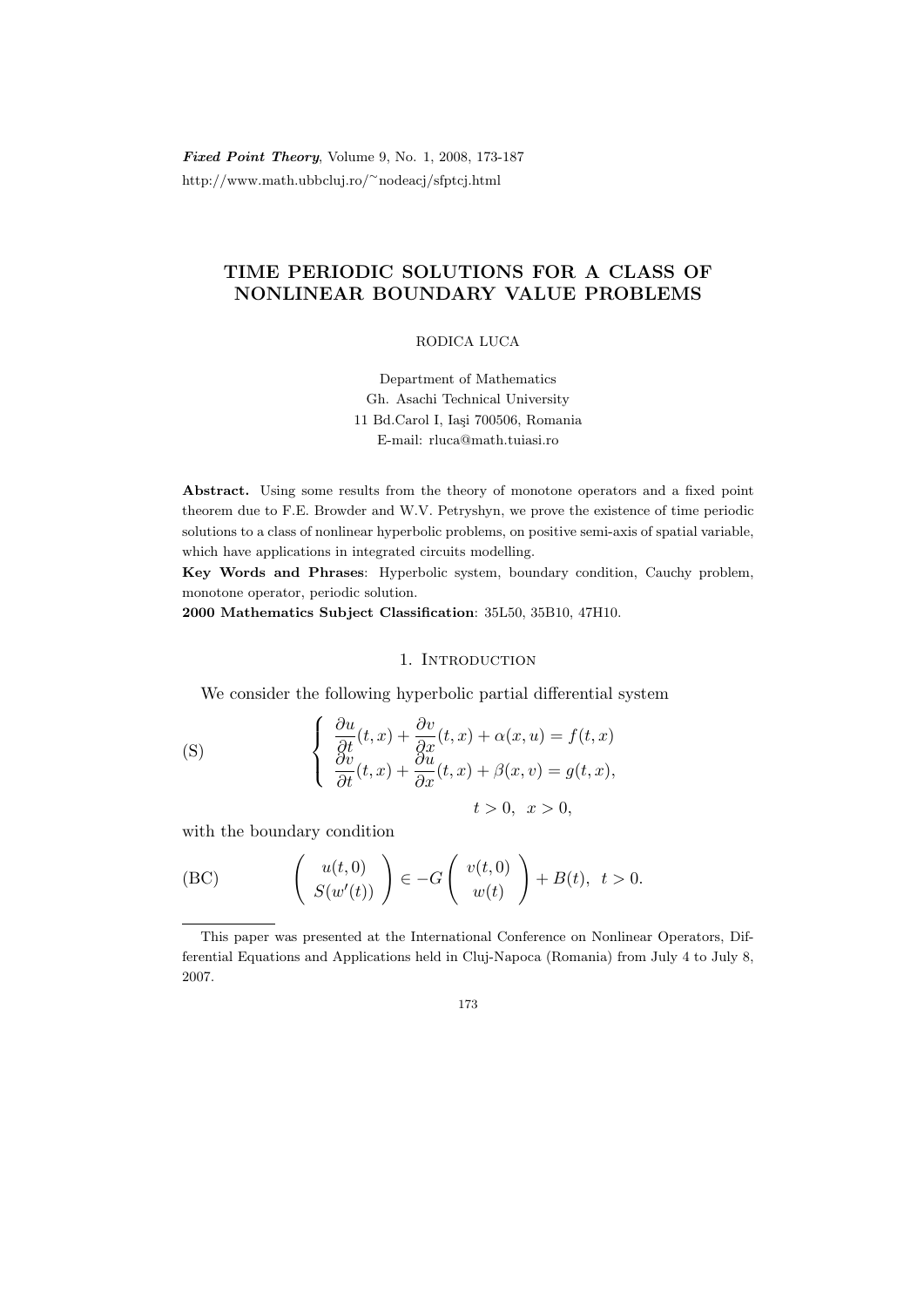# TIME PERIODIC SOLUTIONS FOR A CLASS OF NONLINEAR BOUNDARY VALUE PROBLEMS

RODICA LUCA

Department of Mathematics
Gh. Asachi Technical University
11 Bd.Carol I, Iaşi 700506, Romania
E-mail: rluca@math.tuiasi.ro

**Abstract.** Using some results from the theory of monotone operators and a fixed point theorem due to F.E. Browder and W.V. Petryshyn, we prove the existence of time periodic solutions to a class of nonlinear hyperbolic problems, on positive semi-axis of spatial variable, which have applications in integrated circuits modelling.

**Key Words and Phrases**: Hyperbolic system, boundary condition, Cauchy problem, monotone operator, periodic solution.

**2000 Mathematics Subject Classification**: 35L50, 35B10, 47H10.

## 1. Introduction

We consider the following hyperbolic partial differential system

$$
\text{(S)} \qquad \left\{ \begin{array}{l} \dfrac{\partial u}{\partial t}(t,x) + \dfrac{\partial v}{\partial x}(t,x) + \alpha(x,u) = f(t,x) \\ \dfrac{\partial v}{\partial t}(t,x) + \dfrac{\partial u}{\partial x}(t,x) + \beta(x,v) = g(t,x), \end{array} \right.
$$

$$
t > 0, \;\; x > 0,
$$

with the boundary condition

$$
\text{(BC)} \qquad \begin{pmatrix} u(t,0) \\ S(w'(t)) \end{pmatrix} \in -G \begin{pmatrix} v(t,0) \\ w(t) \end{pmatrix} + B(t), \;\; t > 0.
$$

This paper was presented at the International Conference on Nonlinear Operators, Differential Equations and Applications held in Cluj-Napoca (Romania) from July 4 to July 8, 2007.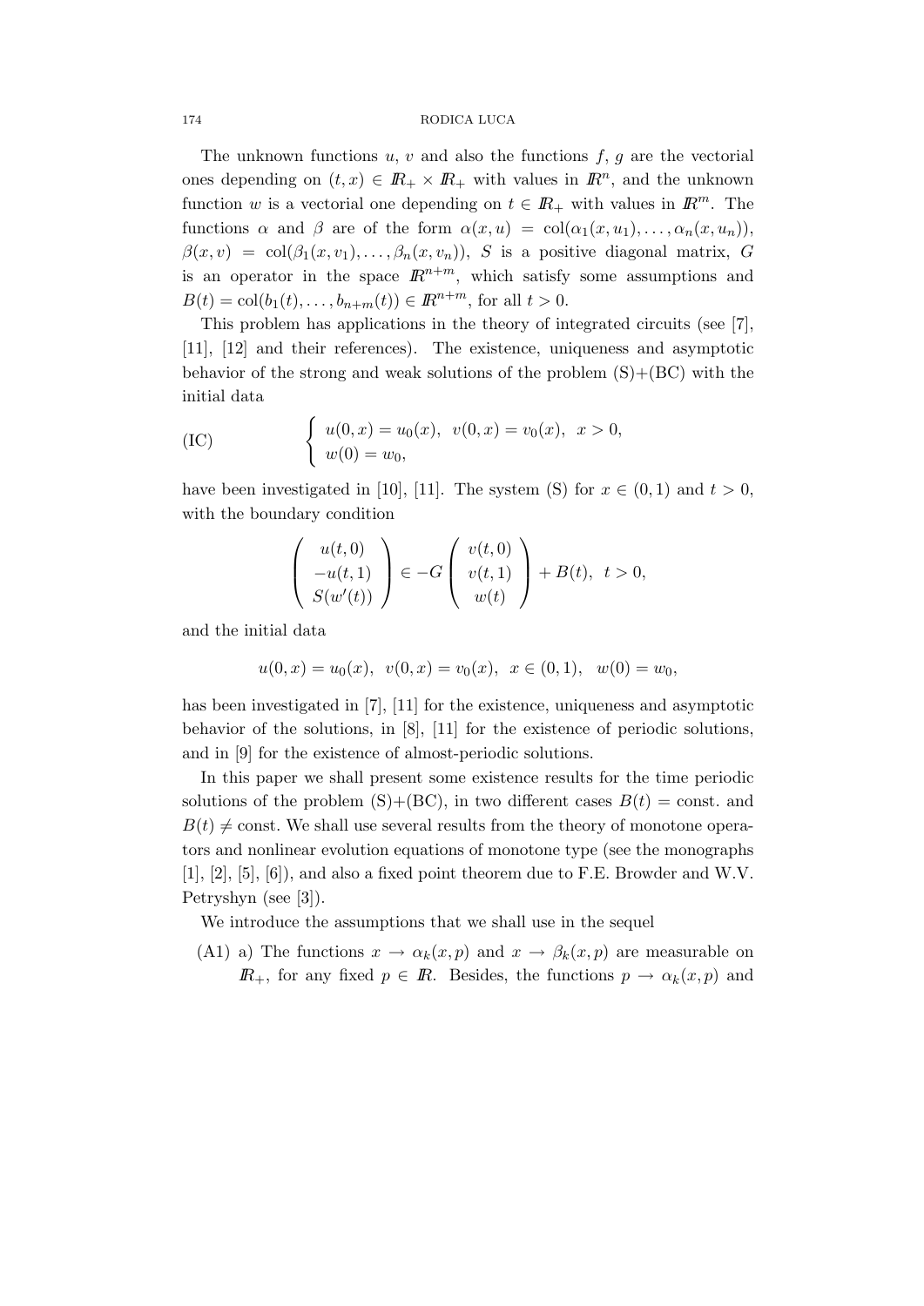The unknown functions $u$, $v$ and also the functions $f$, $g$ are the vectorial ones depending on $(t, x) \in I\!R_+ \times I\!R_+$ with values in $I\!R^n$, and the unknown function $w$ is a vectorial one depending on $t \in I\!R_+$ with values in $I\!R^m$. The functions $\alpha$ and $\beta$ are of the form $\alpha(x, u) = \text{col}(\alpha_1(x, u_1), \ldots, \alpha_n(x, u_n))$, $\beta(x, v) = \text{col}(\beta_1(x, v_1), \ldots, \beta_n(x, v_n))$, $S$ is a positive diagonal matrix, $G$ is an operator in the space $I\!R^{n+m}$, which satisfy some assumptions and $B(t) = \text{col}(b_1(t), \ldots, b_{n+m}(t)) \in I\!R^{n+m}$, for all $t > 0$.

This problem has applications in the theory of integrated circuits (see [7], [11], [12] and their references). The existence, uniqueness and asymptotic behavior of the strong and weak solutions of the problem (S)+(BC) with the initial data

$$\text{(IC)} \qquad \begin{cases} u(0, x) = u_0(x), \;\; v(0, x) = v_0(x), \;\; x > 0, \\ w(0) = w_0, \end{cases}$$

have been investigated in [10], [11]. The system (S) for $x \in (0, 1)$ and $t > 0$, with the boundary condition

$$\begin{pmatrix} u(t, 0) \\ -u(t, 1) \\ S(w'(t)) \end{pmatrix} \in -G \begin{pmatrix} v(t, 0) \\ v(t, 1) \\ w(t) \end{pmatrix} + B(t), \;\; t > 0,$$

and the initial data

$$u(0, x) = u_0(x), \;\; v(0, x) = v_0(x), \;\; x \in (0, 1), \;\;\; w(0) = w_0,$$

has been investigated in [7], [11] for the existence, uniqueness and asymptotic behavior of the solutions, in [8], [11] for the existence of periodic solutions, and in [9] for the existence of almost-periodic solutions.

In this paper we shall present some existence results for the time periodic solutions of the problem (S)+(BC), in two different cases $B(t) = \text{const.}$ and $B(t) \neq \text{const.}$ We shall use several results from the theory of monotone operators and nonlinear evolution equations of monotone type (see the monographs [1], [2], [5], [6]), and also a fixed point theorem due to F.E. Browder and W.V. Petryshyn (see [3]).

We introduce the assumptions that we shall use in the sequel

(A1) a) The functions $x \to \alpha_k(x, p)$ and $x \to \beta_k(x, p)$ are measurable on $I\!R_+$, for any fixed $p \in I\!R$. Besides, the functions $p \to \alpha_k(x, p)$ and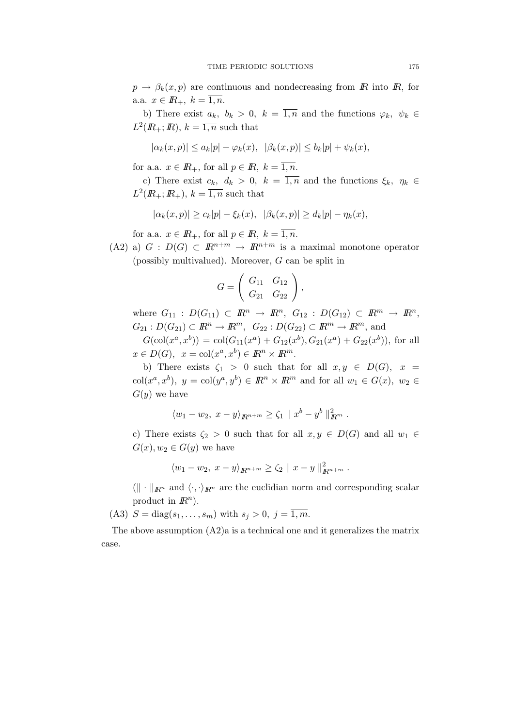$p \to \beta_k(x,p)$ are continuous and nondecreasing from $\mathbb{R}$ into $\mathbb{R}$, for a.a. $x \in \mathbb{R}_+$, $k = \overline{1,n}$.

b) There exist $a_k,\ b_k > 0$, $k = \overline{1,n}$ and the functions $\varphi_k,\ \psi_k \in L^2(\mathbb{R}_+;\mathbb{R})$, $k = \overline{1,n}$ such that

$$|\alpha_k(x,p)| \le a_k|p| + \varphi_k(x), \quad |\beta_k(x,p)| \le b_k|p| + \psi_k(x),$$

for a.a. $x \in \mathbb{R}_+$, for all $p \in \mathbb{R}$, $k = \overline{1,n}$.

c) There exist $c_k,\ d_k > 0$, $k = \overline{1,n}$ and the functions $\xi_k,\ \eta_k \in L^2(\mathbb{R}_+;\mathbb{R}_+)$, $k = \overline{1,n}$ such that

$$|\alpha_k(x,p)| \ge c_k|p| - \xi_k(x), \quad |\beta_k(x,p)| \ge d_k|p| - \eta_k(x),$$

for a.a. $x \in \mathbb{R}_+$, for all $p \in \mathbb{R}$, $k = \overline{1,n}$.

(A2) a) $G : D(G) \subset \mathbb{R}^{n+m} \to \mathbb{R}^{n+m}$ is a maximal monotone operator (possibly multivalued). Moreover, $G$ can be split in

$$G = \begin{pmatrix} G_{11} & G_{12} \\ G_{21} & G_{22} \end{pmatrix},$$

where $G_{11} : D(G_{11}) \subset \mathbb{R}^n \to \mathbb{R}^n$, $G_{12} : D(G_{12}) \subset \mathbb{R}^m \to \mathbb{R}^n$, $G_{21} : D(G_{21}) \subset \mathbb{R}^n \to \mathbb{R}^m$, $G_{22} : D(G_{22}) \subset \mathbb{R}^m \to \mathbb{R}^m$, and

$G(\mathrm{col}(x^a,x^b)) = \mathrm{col}(G_{11}(x^a) + G_{12}(x^b), G_{21}(x^a) + G_{22}(x^b))$, for all $x \in D(G)$, $x = \mathrm{col}(x^a,x^b) \in \mathbb{R}^n \times \mathbb{R}^m$.

b) There exists $\zeta_1 > 0$ such that for all $x,y \in D(G)$, $x = \mathrm{col}(x^a,x^b)$, $y = \mathrm{col}(y^a,y^b) \in \mathbb{R}^n \times \mathbb{R}^m$ and for all $w_1 \in G(x)$, $w_2 \in G(y)$ we have

$$\langle w_1 - w_2,\ x - y\rangle_{\mathbb{R}^{n+m}} \ge \zeta_1 \parallel x^b - y^b \parallel^2_{\mathbb{R}^m}.$$

c) There exists $\zeta_2 > 0$ such that for all $x,y \in D(G)$ and all $w_1 \in G(x), w_2 \in G(y)$ we have

$$\langle w_1 - w_2,\ x - y\rangle_{\mathbb{R}^{n+m}} \ge \zeta_2 \parallel x - y \parallel^2_{\mathbb{R}^{n+m}}.$$

($\| \cdot \|_{\mathbb{R}^n}$ and $\langle \cdot,\cdot \rangle_{\mathbb{R}^n}$ are the euclidian norm and corresponding scalar product in $\mathbb{R}^n$).

(A3) $S = \mathrm{diag}(s_1,\ldots,s_m)$ with $s_j > 0$, $j = \overline{1,m}$.

The above assumption (A2)a is a technical one and it generalizes the matrix case.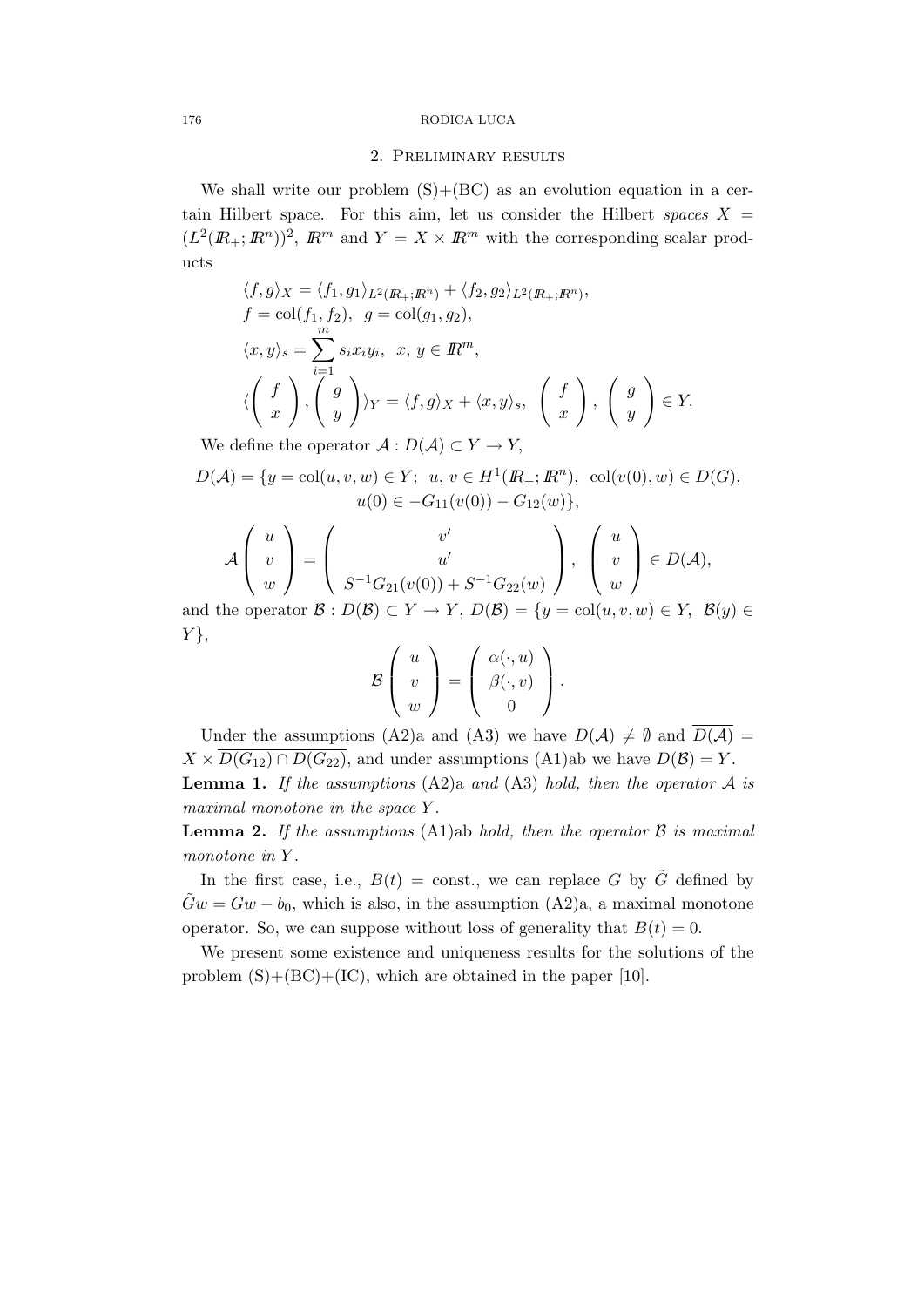## 2. Preliminary results

We shall write our problem (S)+(BC) as an evolution equation in a certain Hilbert space. For this aim, let us consider the Hilbert *spaces* $X = (L^2(\mathbb{R}_+;\mathbb{R}^n))^2$, $\mathbb{R}^m$ and $Y = X \times \mathbb{R}^m$ with the corresponding scalar products

$$
\begin{aligned}
&\langle f, g\rangle_X = \langle f_1, g_1\rangle_{L^2(\mathbb{R}_+;\mathbb{R}^n)} + \langle f_2, g_2\rangle_{L^2(\mathbb{R}_+;\mathbb{R}^n)},\\
&f = \mathrm{col}(f_1, f_2), \ \ g = \mathrm{col}(g_1, g_2),\\
&\langle x, y\rangle_s = \sum_{i=1}^{m} s_i x_i y_i, \ \ x,\, y \in \mathbb{R}^m,\\
&\langle \begin{pmatrix} f \\ x \end{pmatrix}, \begin{pmatrix} g \\ y \end{pmatrix}\rangle_Y = \langle f, g\rangle_X + \langle x, y\rangle_s, \ \ \begin{pmatrix} f \\ x \end{pmatrix}, \ \begin{pmatrix} g \\ y \end{pmatrix} \in Y.
\end{aligned}
$$

We define the operator $\mathcal{A} : D(\mathcal{A}) \subset Y \to Y$,

$$
\begin{gathered}
D(\mathcal{A}) = \{y = \mathrm{col}(u, v, w) \in Y;\ \ u,\, v \in H^1(\mathbb{R}_+;\mathbb{R}^n), \ \ \mathrm{col}(v(0), w) \in D(G),\\
u(0) \in -G_{11}(v(0)) - G_{12}(w)\},
\end{gathered}
$$

$$
\mathcal{A}\begin{pmatrix} u \\ v \\ w \end{pmatrix} = \begin{pmatrix} v' \\ u' \\ S^{-1}G_{21}(v(0)) + S^{-1}G_{22}(w) \end{pmatrix}, \ \ \begin{pmatrix} u \\ v \\ w \end{pmatrix} \in D(\mathcal{A}),
$$

and the operator $\mathcal{B} : D(\mathcal{B}) \subset Y \to Y$, $D(\mathcal{B}) = \{y = \mathrm{col}(u, v, w) \in Y,\ \ \mathcal{B}(y) \in Y\}$,

$$
\mathcal{B}\begin{pmatrix} u \\ v \\ w \end{pmatrix} = \begin{pmatrix} \alpha(\cdot, u) \\ \beta(\cdot, v) \\ 0 \end{pmatrix}.
$$

Under the assumptions (A2)a and (A3) we have $D(\mathcal{A}) \neq \emptyset$ and $\overline{D(\mathcal{A})} = X \times \overline{D(G_{12}) \cap D(G_{22})}$, and under assumptions (A1)ab we have $D(\mathcal{B}) = Y$.

**Lemma 1.** *If the assumptions* (A2)a *and* (A3) *hold, then the operator* $\mathcal{A}$ *is maximal monotone in the space* $Y$.

**Lemma 2.** *If the assumptions* (A1)ab *hold, then the operator* $\mathcal{B}$ *is maximal monotone in* $Y$.

In the first case, i.e., $B(t) = \mathrm{const.}$, we can replace $G$ by $\tilde{G}$ defined by $\tilde{G}w = Gw - b_0$, which is also, in the assumption (A2)a, a maximal monotone operator. So, we can suppose without loss of generality that $B(t) = 0$.

We present some existence and uniqueness results for the solutions of the problem (S)+(BC)+(IC), which are obtained in the paper [10].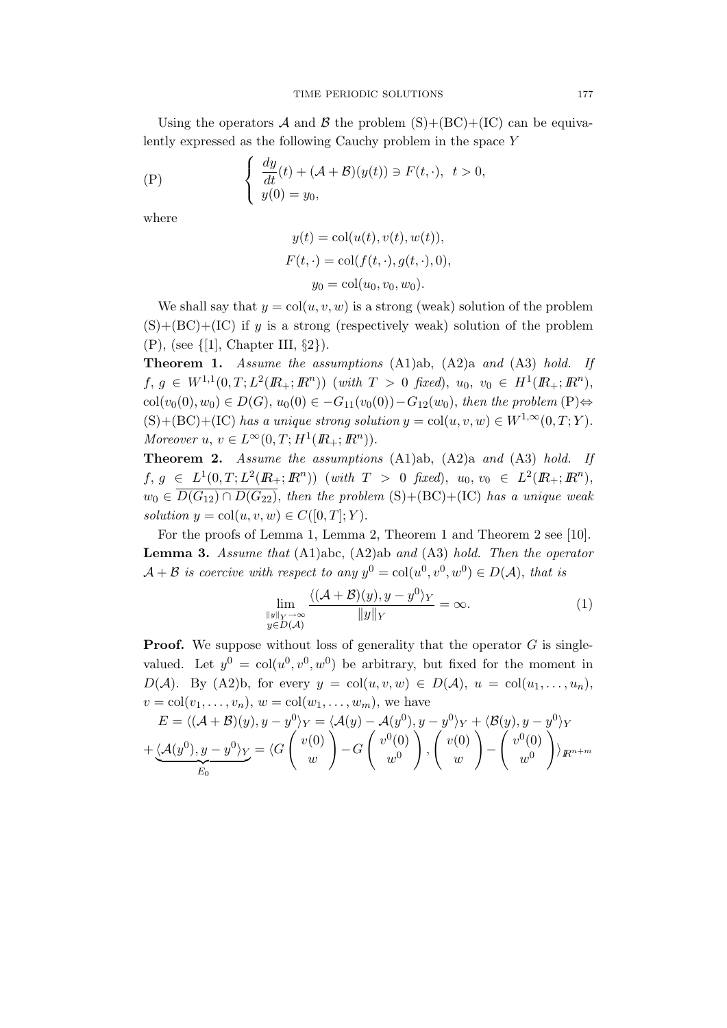Using the operators $\mathcal{A}$ and $\mathcal{B}$ the problem (S)+(BC)+(IC) can be equivalently expressed as the following Cauchy problem in the space $Y$

$$
\text{(P)} \qquad \begin{cases} \dfrac{dy}{dt}(t) + (\mathcal{A}+\mathcal{B})(y(t)) \ni F(t,\cdot), \ \ t > 0, \\ y(0) = y_0, \end{cases}
$$

where

$$
\begin{aligned}
y(t) &= \operatorname{col}(u(t), v(t), w(t)), \\
F(t,\cdot) &= \operatorname{col}(f(t,\cdot), g(t,\cdot), 0), \\
y_0 &= \operatorname{col}(u_0, v_0, w_0).
\end{aligned}
$$

We shall say that $y = \operatorname{col}(u, v, w)$ is a strong (weak) solution of the problem (S)+(BC)+(IC) if $y$ is a strong (respectively weak) solution of the problem (P), (see {[1], Chapter III, §2}).

**Theorem 1.** *Assume the assumptions* (A1)ab, (A2)a *and* (A3) *hold. If* $f,\, g \in W^{1,1}(0,T; L^2(\mathbb{R}_+;\mathbb{R}^n))$ *(with* $T > 0$ *fixed),* $u_0,\ v_0 \in H^1(\mathbb{R}_+;\mathbb{R}^n)$*,* $\operatorname{col}(v_0(0), w_0) \in D(G)$*,* $u_0(0) \in -G_{11}(v_0(0)) - G_{12}(w_0)$*, then the problem* (P)$\Leftrightarrow$(S)+(BC)+(IC) *has a unique strong solution* $y = \operatorname{col}(u,v,w) \in W^{1,\infty}(0,T;Y)$*. Moreover* $u,\ v \in L^\infty(0,T;H^1(\mathbb{R}_+;\mathbb{R}^n))$*.*

**Theorem 2.** *Assume the assumptions* (A1)ab, (A2)a *and* (A3) *hold. If* $f,\ g \in L^1(0,T; L^2(\mathbb{R}_+;\mathbb{R}^n))$ *(with* $T > 0$ *fixed),* $u_0,\ v_0 \in L^2(\mathbb{R}_+;\mathbb{R}^n)$*,* $w_0 \in \overline{D(G_{12}) \cap D(G_{22})}$*, then the problem* (S)+(BC)+(IC) *has a unique weak solution* $y = \operatorname{col}(u,v,w) \in C([0,T];Y)$*.*

For the proofs of Lemma 1, Lemma 2, Theorem 1 and Theorem 2 see [10].

**Lemma 3.** *Assume that* (A1)abc, (A2)ab *and* (A3) *hold. Then the operator* $\mathcal{A}+\mathcal{B}$ *is coercive with respect to any* $y^0 = \operatorname{col}(u^0, v^0, w^0) \in D(\mathcal{A})$*, that is*

$$
\lim_{\substack{\|y\|_Y \to \infty \\ y \in D(\mathcal{A})}} \frac{\langle (\mathcal{A}+\mathcal{B})(y), y - y^0 \rangle_Y}{\|y\|_Y} = \infty. \tag{1}
$$

**Proof.** We suppose without loss of generality that the operator $G$ is single-valued. Let $y^0 = \operatorname{col}(u^0, v^0, w^0)$ be arbitrary, but fixed for the moment in $D(\mathcal{A})$. By (A2)b, for every $y = \operatorname{col}(u,v,w) \in D(\mathcal{A})$, $u = \operatorname{col}(u_1, \ldots, u_n)$, $v = \operatorname{col}(v_1, \ldots, v_n)$, $w = \operatorname{col}(w_1, \ldots, w_m)$, we have

$$
E = \langle (\mathcal{A}+\mathcal{B})(y), y - y^0 \rangle_Y = \langle \mathcal{A}(y) - \mathcal{A}(y^0), y - y^0 \rangle_Y + \langle \mathcal{B}(y), y - y^0 \rangle_Y
$$

$$
+ \underbrace{\langle \mathcal{A}(y^0), y - y^0 \rangle_Y}_{E_0} = \langle G \begin{pmatrix} v(0) \\ w \end{pmatrix} - G \begin{pmatrix} v^0(0) \\ w^0 \end{pmatrix}, \begin{pmatrix} v(0) \\ w \end{pmatrix} - \begin{pmatrix} v^0(0) \\ w^0 \end{pmatrix} \rangle_{\mathbb{R}^{n+m}}
$$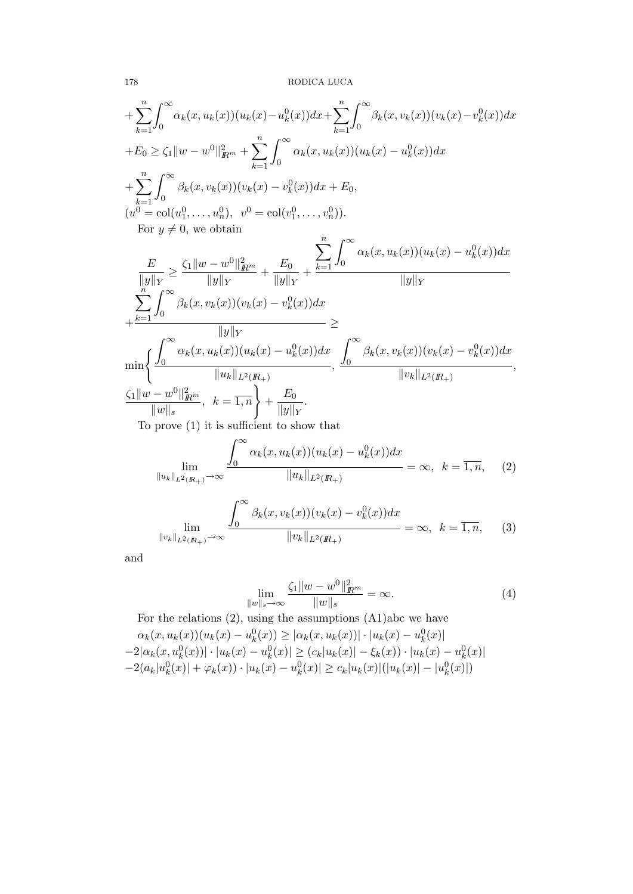$$+\sum_{k=1}^{n}\int_0^\infty \alpha_k(x,u_k(x))(u_k(x)-u_k^0(x))dx+\sum_{k=1}^{n}\int_0^\infty \beta_k(x,v_k(x))(v_k(x)-v_k^0(x))dx$$

$$+E_0 \geq \zeta_1\|w-w^0\|^2_{I\!R^m}+\sum_{k=1}^{n}\int_0^\infty \alpha_k(x,u_k(x))(u_k(x)-u_k^0(x))dx$$

$$+\sum_{k=1}^{n}\int_0^\infty \beta_k(x,v_k(x))(v_k(x)-v_k^0(x))dx+E_0,$$

$(u^0=\mathrm{col}(u_1^0,\ldots,u_n^0),\ \ v^0=\mathrm{col}(v_1^0,\ldots,v_n^0))$.

For $y\neq 0$, we obtain

$$\frac{E}{\|y\|_Y}\geq \frac{\zeta_1\|w-w^0\|^2_{I\!R^m}}{\|y\|_Y}+\frac{E_0}{\|y\|_Y}+\frac{\displaystyle\sum_{k=1}^{n}\int_0^\infty \alpha_k(x,u_k(x))(u_k(x)-u_k^0(x))dx}{\|y\|_Y}$$

$$+\frac{\displaystyle\sum_{k=1}^{n}\int_0^\infty \beta_k(x,v_k(x))(v_k(x)-v_k^0(x))dx}{\|y\|_Y}\geq$$

$$\min\left\{\frac{\displaystyle\int_0^\infty \alpha_k(x,u_k(x))(u_k(x)-u_k^0(x))dx}{\|u_k\|_{L^2(I\!R_+)}},\ \frac{\displaystyle\int_0^\infty \beta_k(x,v_k(x))(v_k(x)-v_k^0(x))dx}{\|v_k\|_{L^2(I\!R_+)}},\right.$$

$$\left.\frac{\zeta_1\|w-w^0\|^2_{I\!R^m}}{\|w\|_s},\ \ k=\overline{1,n}\right\}+\frac{E_0}{\|y\|_Y}.$$

To prove (1) it is sufficient to show that

$$\lim_{\|u_k\|_{L^2(I\!R_+)}\to\infty}\frac{\displaystyle\int_0^\infty \alpha_k(x,u_k(x))(u_k(x)-u_k^0(x))dx}{\|u_k\|_{L^2(I\!R_+)}}=\infty,\ \ k=\overline{1,n},\qquad (2)$$

$$\lim_{\|v_k\|_{L^2(I\!R_+)}\to\infty}\frac{\displaystyle\int_0^\infty \beta_k(x,v_k(x))(v_k(x)-v_k^0(x))dx}{\|v_k\|_{L^2(I\!R_+)}}=\infty,\ \ k=\overline{1,n},\qquad (3)$$

and

$$\lim_{\|w\|_s\to\infty}\frac{\zeta_1\|w-w^0\|^2_{I\!R^m}}{\|w\|_s}=\infty.\qquad (4)$$

For the relations (2), using the assumptions (A1)abc we have

$$\alpha_k(x,u_k(x))(u_k(x)-u_k^0(x))\geq|\alpha_k(x,u_k(x))|\cdot|u_k(x)-u_k^0(x)|$$
$$-2|\alpha_k(x,u_k^0(x))|\cdot|u_k(x)-u_k^0(x)|\geq(c_k|u_k(x)|-\xi_k(x))\cdot|u_k(x)-u_k^0(x)|$$
$$-2(a_k|u_k^0(x)|+\varphi_k(x))\cdot|u_k(x)-u_k^0(x)|\geq c_k|u_k(x)|(|u_k(x)|-|u_k^0(x)|)$$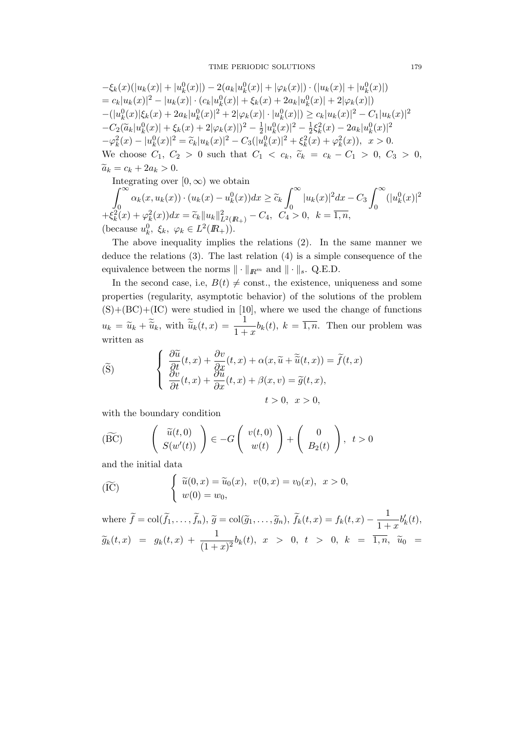$$-\xi_k(x)(|u_k(x)| + |u_k^0(x)|) - 2(a_k|u_k^0(x)| + |\varphi_k(x)|) \cdot (|u_k(x)| + |u_k^0(x)|)$$
$$= c_k|u_k(x)|^2 - |u_k(x)| \cdot (c_k|u_k^0(x)| + \xi_k(x) + 2a_k|u_k^0(x)| + 2|\varphi_k(x)|)$$
$$-(|u_k^0(x)|\xi_k(x) + 2a_k|u_k^0(x)|^2 + 2|\varphi_k(x)| \cdot |u_k^0(x)|) \geq c_k|u_k(x)|^2 - C_1|u_k(x)|^2$$
$$-C_2(\widetilde{a}_k|u_k^0(x)| + \xi_k(x) + 2|\varphi_k(x)|)^2 - \tfrac{1}{2}|u_k^0(x)|^2 - \tfrac{1}{2}\xi_k^2(x) - 2a_k|u_k^0(x)|^2$$
$$-\varphi_k^2(x) - |u_k^0(x)|^2 = \widetilde{c}_k|u_k(x)|^2 - C_3(|u_k^0(x)|^2 + \xi_k^2(x) + \varphi_k^2(x)), \ \ x > 0.$$

We choose $C_1,\ C_2 > 0$ such that $C_1 < c_k$, $\widetilde{c}_k = c_k - C_1 > 0$, $C_3 > 0$, $\widetilde{a}_k = c_k + 2a_k > 0$.

Integrating over $[0, \infty)$ we obtain

$$\int_0^\infty \alpha_k(x, u_k(x)) \cdot (u_k(x) - u_k^0(x))dx \geq \widetilde{c}_k \int_0^\infty |u_k(x)|^2 dx - C_3 \int_0^\infty (|u_k^0(x)|^2$$
$$+\xi_k^2(x) + \varphi_k^2(x))dx = \widetilde{c}_k\|u_k\|^2_{L^2(\mathbb{R}_+)} - C_4, \ \ C_4 > 0, \ \ k = \overline{1, n},$$

(because $u_k^0,\ \xi_k,\ \varphi_k \in L^2(\mathbb{R}_+)$).

The above inequality implies the relations (2). In the same manner we deduce the relations (3). The last relation (4) is a simple consequence of the equivalence between the norms $\|\cdot\|_{\mathbb{R}^m}$ and $\|\cdot\|_s$. Q.E.D.

In the second case, i.e, $B(t) \neq$ const., the existence, uniqueness and some properties (regularity, asymptotic behavior) of the solutions of the problem (S)+(BC)+(IC) were studied in [10], where we used the change of functions $u_k = \widetilde{u}_k + \widetilde{\widetilde{u}}_k$, with $\widetilde{\widetilde{u}}_k(t, x) = \dfrac{1}{1+x} b_k(t)$, $k = \overline{1, n}$. Then our problem was written as

$$(\widetilde{\mathrm{S}}) \qquad \begin{cases} \dfrac{\partial \widetilde{u}}{\partial t}(t, x) + \dfrac{\partial v}{\partial x}(t, x) + \alpha(x, \widetilde{u} + \widetilde{\widetilde{u}}(t, x)) = \widetilde{f}(t, x) \\ \dfrac{\partial v}{\partial t}(t, x) + \dfrac{\partial \widetilde{u}}{\partial x}(t, x) + \beta(x, v) = \widetilde{g}(t, x), \\ \qquad\qquad\qquad\qquad t > 0, \ \ x > 0, \end{cases}$$

with the boundary condition

$$(\widetilde{\mathrm{BC}}) \qquad \begin{pmatrix} \widetilde{u}(t, 0) \\ S(w'(t)) \end{pmatrix} \in -G \begin{pmatrix} v(t, 0) \\ w(t) \end{pmatrix} + \begin{pmatrix} 0 \\ B_2(t) \end{pmatrix}, \ \ t > 0$$

and the initial data

$$(\widetilde{\mathrm{IC}}) \qquad \begin{cases} \widetilde{u}(0, x) = \widetilde{u}_0(x), \ \ v(0, x) = v_0(x), \ \ x > 0, \\ w(0) = w_0, \end{cases}$$

where $\widetilde{f} = \mathrm{col}(\widetilde{f}_1, \ldots, \widetilde{f}_n)$, $\widetilde{g} = \mathrm{col}(\widetilde{g}_1, \ldots, \widetilde{g}_n)$, $\widetilde{f}_k(t, x) = f_k(t, x) - \dfrac{1}{1+x} b_k'(t)$, $\widetilde{g}_k(t, x) = g_k(t, x) + \dfrac{1}{(1+x)^2} b_k(t)$, $x > 0$, $t > 0$, $k = \overline{1, n}$, $\widetilde{u}_0 =$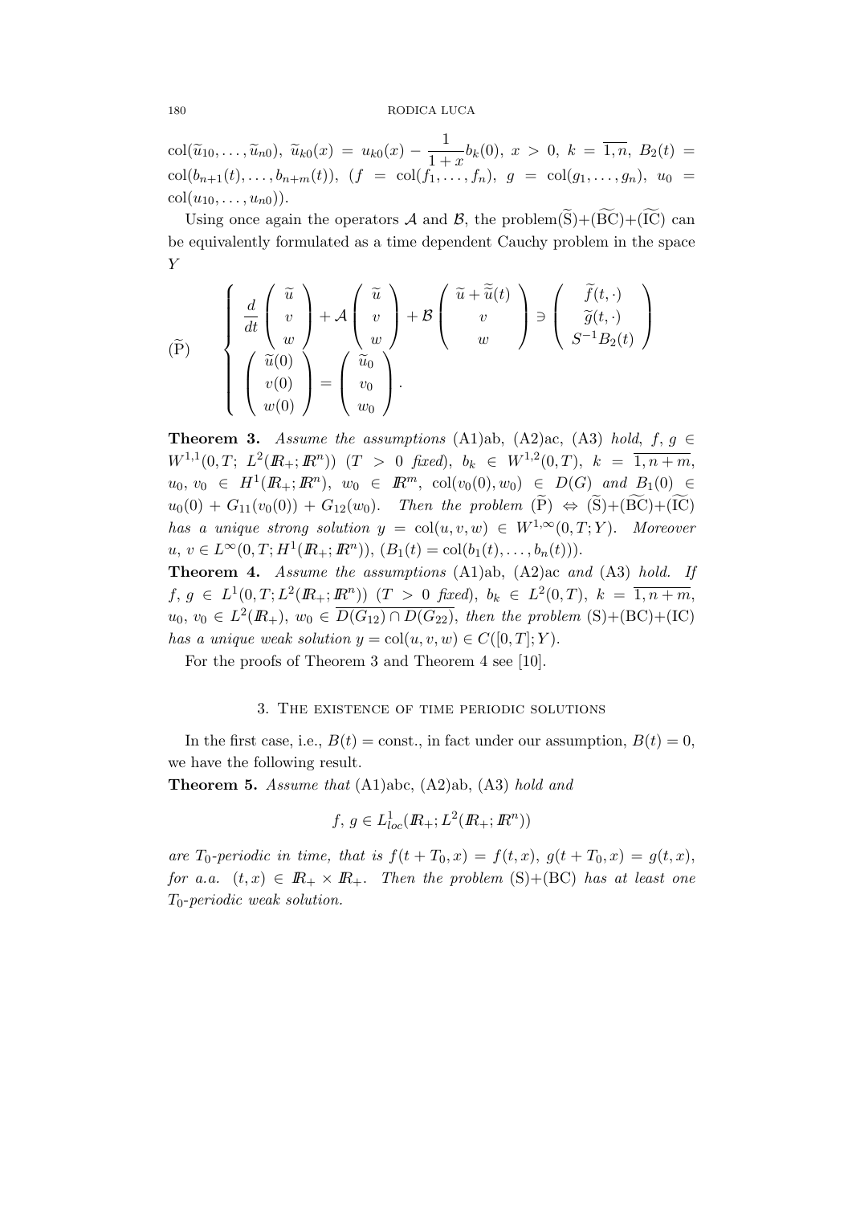$\mathrm{col}(\widetilde{u}_{10},\ldots,\widetilde{u}_{n0})$, $\widetilde{u}_{k0}(x) = u_{k0}(x) - \dfrac{1}{1+x}b_k(0)$, $x > 0$, $k = \overline{1,n}$, $B_2(t) = \mathrm{col}(b_{n+1}(t),\ldots,b_{n+m}(t))$, $(f = \mathrm{col}(f_1,\ldots,f_n)$, $g = \mathrm{col}(g_1,\ldots,g_n)$, $u_0 = \mathrm{col}(u_{10},\ldots,u_{n0}))$.

Using once again the operators $\mathcal{A}$ and $\mathcal{B}$, the problem$(\widetilde{\mathrm{S}})$+$(\widetilde{\mathrm{BC}})$+$(\widetilde{\mathrm{IC}})$ can be equivalently formulated as a time dependent Cauchy problem in the space $Y$

$$
(\widetilde{\mathrm{P}}) \qquad \left\{ \begin{array}{l} \dfrac{d}{dt}\begin{pmatrix} \widetilde{u} \\ v \\ w \end{pmatrix} + \mathcal{A}\begin{pmatrix} \widetilde{u} \\ v \\ w \end{pmatrix} + \mathcal{B}\begin{pmatrix} \widetilde{u} + \widetilde{\widetilde{u}}(t) \\ v \\ w \end{pmatrix} \ni \begin{pmatrix} \widetilde{f}(t,\cdot) \\ \widetilde{g}(t,\cdot) \\ S^{-1}B_2(t) \end{pmatrix} \\ \begin{pmatrix} \widetilde{u}(0) \\ v(0) \\ w(0) \end{pmatrix} = \begin{pmatrix} \widetilde{u}_0 \\ v_0 \\ w_0 \end{pmatrix}. \end{array} \right.
$$

**Theorem 3.** *Assume the assumptions* (A1)ab, (A2)ac, (A3) *hold*, $f,\, g \in W^{1,1}(0,T;\ L^2(\mathbb{R}_+;\mathbb{R}^n))$ $(T > 0$ *fixed*$)$, $b_k \in W^{1,2}(0,T)$, $k = \overline{1,n+m}$, $u_0,\, v_0 \in H^1(\mathbb{R}_+;\mathbb{R}^n)$, $w_0 \in \mathbb{R}^m$, $\mathrm{col}(v_0(0),w_0) \in D(G)$ *and* $B_1(0) \in u_0(0) + G_{11}(v_0(0)) + G_{12}(w_0)$. *Then the problem* $(\widetilde{\mathrm{P}}) \Leftrightarrow (\widetilde{\mathrm{S}})$+$(\widetilde{\mathrm{BC}})$+$(\widetilde{\mathrm{IC}})$ *has a unique strong solution* $y = \mathrm{col}(u,v,w) \in W^{1,\infty}(0,T;Y)$. *Moreover* $u,\, v \in L^\infty(0,T;H^1(\mathbb{R}_+;\mathbb{R}^n))$, $(B_1(t) = \mathrm{col}(b_1(t),\ldots,b_n(t)))$.

**Theorem 4.** *Assume the assumptions* (A1)ab, (A2)ac *and* (A3) *hold. If* $f,\, g \in L^1(0,T;L^2(\mathbb{R}_+;\mathbb{R}^n))$ $(T > 0$ *fixed*$)$, $b_k \in L^2(0,T)$, $k = \overline{1,n+m}$, $u_0,\, v_0 \in L^2(\mathbb{R}_+)$, $w_0 \in \overline{D(G_{12}) \cap D(G_{22})}$, *then the problem* (S)+(BC)+(IC) *has a unique weak solution* $y = \mathrm{col}(u,v,w) \in C([0,T];Y)$.

For the proofs of Theorem 3 and Theorem 4 see [10].

## 3. The existence of time periodic solutions

In the first case, i.e., $B(t) = \mathrm{const.}$, in fact under our assumption, $B(t) = 0$, we have the following result.

**Theorem 5.** *Assume that* (A1)abc, (A2)ab, (A3) *hold and*

$$f,\, g \in L^1_{loc}(\mathbb{R}_+;L^2(\mathbb{R}_+;\mathbb{R}^n))$$

*are $T_0$-periodic in time, that is* $f(t+T_0,x) = f(t,x)$, $g(t+T_0,x) = g(t,x)$, *for a.a.* $(t,x) \in \mathbb{R}_+ \times \mathbb{R}_+$. *Then the problem* (S)+(BC) *has at least one $T_0$-periodic weak solution.*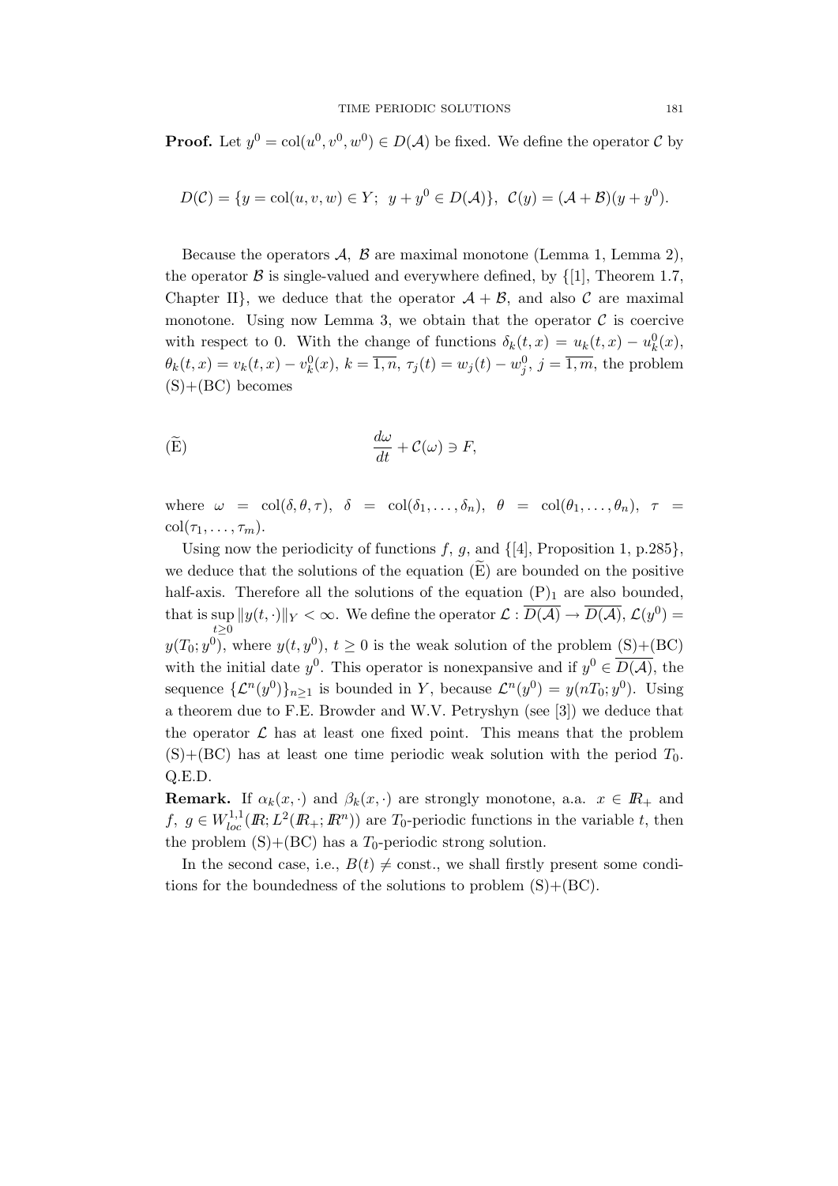**Proof.** Let $y^0 = \mathrm{col}(u^0, v^0, w^0) \in D(\mathcal{A})$ be fixed. We define the operator $\mathcal{C}$ by

$$D(\mathcal{C}) = \{y = \mathrm{col}(u, v, w) \in Y;\ \ y + y^0 \in D(\mathcal{A})\},\ \ \mathcal{C}(y) = (\mathcal{A} + \mathcal{B})(y + y^0).$$

Because the operators $\mathcal{A}$, $\mathcal{B}$ are maximal monotone (Lemma 1, Lemma 2), the operator $\mathcal{B}$ is single-valued and everywhere defined, by {[1], Theorem 1.7, Chapter II}, we deduce that the operator $\mathcal{A} + \mathcal{B}$, and also $\mathcal{C}$ are maximal monotone. Using now Lemma 3, we obtain that the operator $\mathcal{C}$ is coercive with respect to 0. With the change of functions $\delta_k(t, x) = u_k(t, x) - u_k^0(x)$, $\theta_k(t, x) = v_k(t, x) - v_k^0(x)$, $k = \overline{1, n}$, $\tau_j(t) = w_j(t) - w_j^0$, $j = \overline{1, m}$, the problem (S)+(BC) becomes

$$\frac{d\omega}{dt} + \mathcal{C}(\omega) \ni F, \tag{$\widetilde{\mathrm{E}}$}$$

where $\omega = \mathrm{col}(\delta, \theta, \tau)$, $\delta = \mathrm{col}(\delta_1, \ldots, \delta_n)$, $\theta = \mathrm{col}(\theta_1, \ldots, \theta_n)$, $\tau = \mathrm{col}(\tau_1, \ldots, \tau_m)$.

Using now the periodicity of functions $f$, $g$, and {[4], Proposition 1, p.285}, we deduce that the solutions of the equation ($\widetilde{\mathrm{E}}$) are bounded on the positive half-axis. Therefore all the solutions of the equation $(\mathrm{P})_1$ are also bounded, that is $\sup\limits_{t \geq 0} \|y(t, \cdot)\|_Y < \infty$. We define the operator $\mathcal{L} : \overline{D(\mathcal{A})} \to \overline{D(\mathcal{A})}$, $\mathcal{L}(y^0) = y(T_0; y^0)$, where $y(t, y^0)$, $t \geq 0$ is the weak solution of the problem (S)+(BC) with the initial date $y^0$. This operator is nonexpansive and if $y^0 \in \overline{D(\mathcal{A})}$, the sequence $\{\mathcal{L}^n(y^0)\}_{n \geq 1}$ is bounded in $Y$, because $\mathcal{L}^n(y^0) = y(nT_0; y^0)$. Using a theorem due to F.E. Browder and W.V. Petryshyn (see [3]) we deduce that the operator $\mathcal{L}$ has at least one fixed point. This means that the problem (S)+(BC) has at least one time periodic weak solution with the period $T_0$. Q.E.D.

**Remark.** If $\alpha_k(x, \cdot)$ and $\beta_k(x, \cdot)$ are strongly monotone, a.a. $x \in \mathbb{R}_+$ and $f,\ g \in W^{1,1}_{loc}(\mathbb{R}; L^2(\mathbb{R}_+; \mathbb{R}^n))$ are $T_0$-periodic functions in the variable $t$, then the problem (S)+(BC) has a $T_0$-periodic strong solution.

In the second case, i.e., $B(t) \neq$ const., we shall firstly present some conditions for the boundedness of the solutions to problem (S)+(BC).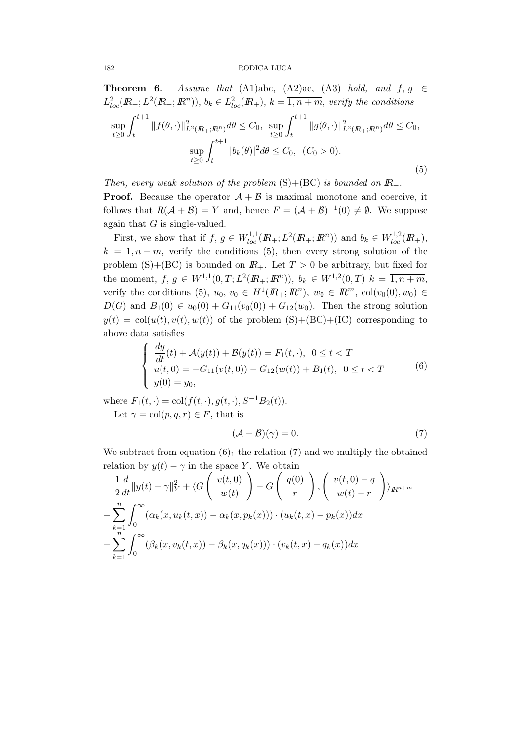**Theorem 6.** *Assume that* (A1)abc, (A2)ac, (A3) *hold, and* $f, g \in L^2_{loc}(\mathbb{R}_+; L^2(\mathbb{R}_+; \mathbb{R}^n))$, $b_k \in L^2_{loc}(\mathbb{R}_+)$, $k = \overline{1, n+m}$, *verify the conditions*

$$\sup_{t\geq 0}\int_t^{t+1} \|f(\theta,\cdot)\|^2_{L^2(\mathbb{R}_+;\mathbb{R}^n)}d\theta \leq C_0, \ \sup_{t\geq 0}\int_t^{t+1} \|g(\theta,\cdot)\|^2_{L^2(\mathbb{R}_+;\mathbb{R}^n)}d\theta \leq C_0,$$
$$\sup_{t\geq 0}\int_t^{t+1} |b_k(\theta)|^2 d\theta \leq C_0, \ \ (C_0 > 0). \tag{5}$$

*Then, every weak solution of the problem* (S)+(BC) *is bounded on* $\mathbb{R}_+$.

**Proof.** Because the operator $\mathcal{A}+\mathcal{B}$ is maximal monotone and coercive, it follows that $R(\mathcal{A}+\mathcal{B}) = Y$ and, hence $F = (\mathcal{A}+\mathcal{B})^{-1}(0) \neq \emptyset$. We suppose again that $G$ is single-valued.

First, we show that if $f, g \in W^{1,1}_{loc}(\mathbb{R}_+; L^2(\mathbb{R}_+; \mathbb{R}^n))$ and $b_k \in W^{1,2}_{loc}(\mathbb{R}_+)$, $k = \overline{1, n+m}$, verify the conditions (5), then every strong solution of the problem (S)+(BC) is bounded on $\mathbb{R}_+$. Let $T > 0$ be arbitrary, but fixed for the moment, $f, g \in W^{1,1}(0, T; L^2(\mathbb{R}_+; \mathbb{R}^n))$, $b_k \in W^{1,2}(0, T)$ $k = \overline{1, n+m}$, verify the conditions (5), $u_0, v_0 \in H^1(\mathbb{R}_+; \mathbb{R}^n)$, $w_0 \in \mathbb{R}^m$, $\mathrm{col}(v_0(0), w_0) \in D(G)$ and $B_1(0) \in u_0(0) + G_{11}(v_0(0)) + G_{12}(w_0)$. Then the strong solution $y(t) = \mathrm{col}(u(t), v(t), w(t))$ of the problem (S)+(BC)+(IC) corresponding to above data satisfies

$$\begin{cases} \dfrac{dy}{dt}(t) + \mathcal{A}(y(t)) + \mathcal{B}(y(t)) = F_1(t,\cdot), \ \ 0 \leq t < T \\ u(t,0) = -G_{11}(v(t,0)) - G_{12}(w(t)) + B_1(t), \ \ 0 \leq t < T \\ y(0) = y_0, \end{cases} \tag{6}$$

where $F_1(t,\cdot) = \mathrm{col}(f(t,\cdot), g(t,\cdot), S^{-1}B_2(t))$.

Let $\gamma = \mathrm{col}(p, q, r) \in F$, that is

$$(\mathcal{A}+\mathcal{B})(\gamma) = 0. \tag{7}$$

We subtract from equation $(6)_1$ the relation (7) and we multiply the obtained relation by $y(t) - \gamma$ in the space $Y$. We obtain

$$\frac{1}{2}\frac{d}{dt}\|y(t)-\gamma\|^2_Y + \langle G\begin{pmatrix} v(t,0) \\ w(t)\end{pmatrix} - G\begin{pmatrix} q(0) \\ r \end{pmatrix}, \begin{pmatrix} v(t,0)-q \\ w(t)-r \end{pmatrix}\rangle_{\mathbb{R}^{n+m}}$$
$$+\sum_{k=1}^n \int_0^\infty (\alpha_k(x, u_k(t,x)) - \alpha_k(x, p_k(x))) \cdot (u_k(t,x) - p_k(x))dx$$
$$+\sum_{k=1}^n \int_0^\infty (\beta_k(x, v_k(t,x)) - \beta_k(x, q_k(x))) \cdot (v_k(t,x) - q_k(x))dx$$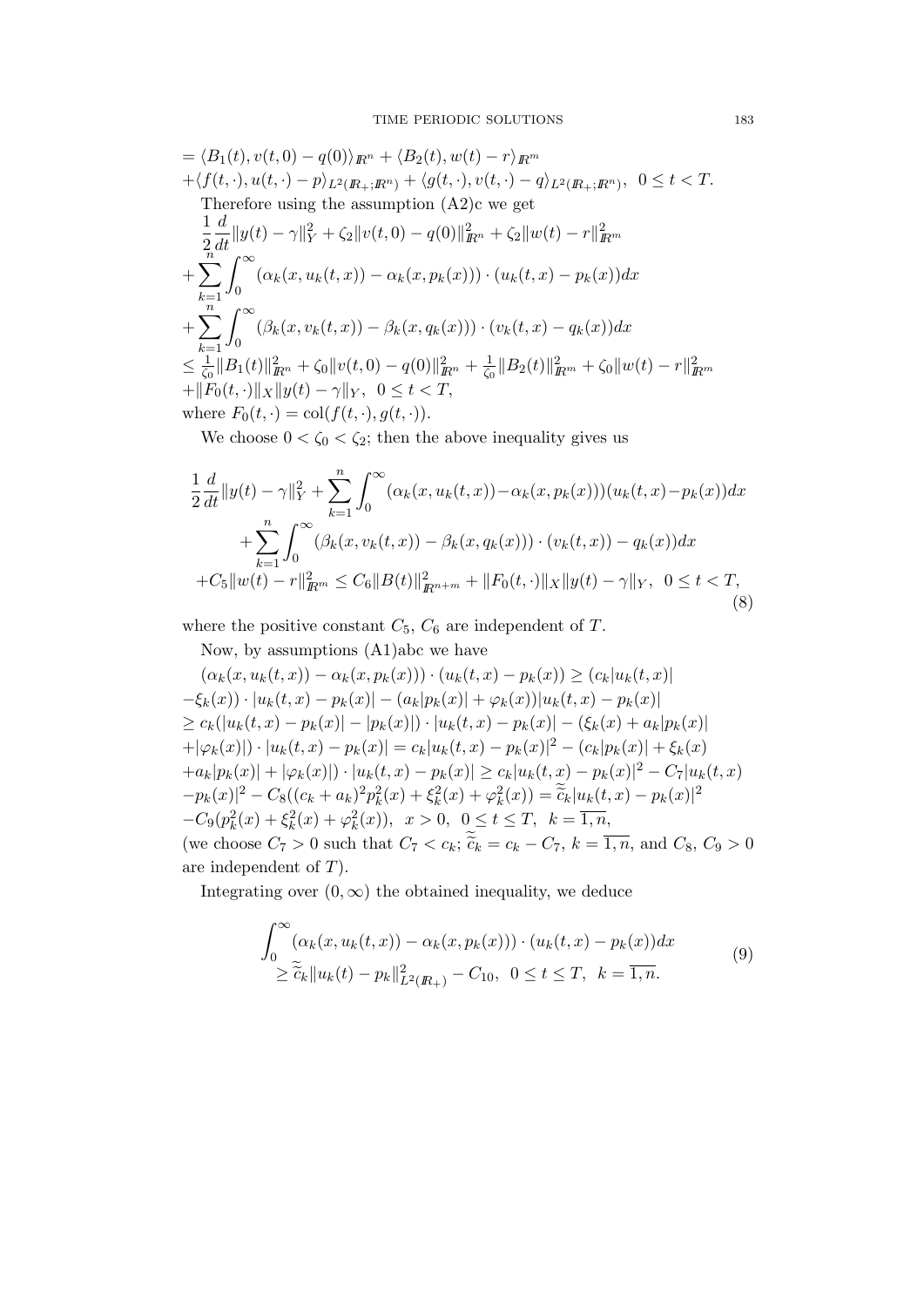$= \langle B_1(t), v(t,0) - q(0)\rangle_{I\!R^n} + \langle B_2(t), w(t) - r\rangle_{I\!R^m}$
$+\langle f(t,\cdot), u(t,\cdot) - p\rangle_{L^2(I\!R_+;I\!R^n)} + \langle g(t,\cdot), v(t,\cdot) - q\rangle_{L^2(I\!R_+;I\!R^n)}, \ \ 0 \le t < T.$

Therefore using the assumption (A2)c we get

$$
\begin{aligned}
&\frac{1}{2}\frac{d}{dt}\|y(t)-\gamma\|_Y^2 + \zeta_2\|v(t,0)-q(0)\|_{I\!R^n}^2 + \zeta_2\|w(t)-r\|_{I\!R^m}^2 \\
&+\sum_{k=1}^n \int_0^\infty (\alpha_k(x,u_k(t,x)) - \alpha_k(x,p_k(x)))\cdot(u_k(t,x)-p_k(x))dx \\
&+\sum_{k=1}^n \int_0^\infty (\beta_k(x,v_k(t,x)) - \beta_k(x,q_k(x)))\cdot(v_k(t,x)-q_k(x))dx \\
&\le \tfrac{1}{\zeta_0}\|B_1(t)\|_{I\!R^n}^2 + \zeta_0\|v(t,0)-q(0)\|_{I\!R^n}^2 + \tfrac{1}{\zeta_0}\|B_2(t)\|_{I\!R^m}^2 + \zeta_0\|w(t)-r\|_{I\!R^m}^2 \\
&+\|F_0(t,\cdot)\|_X\|y(t)-\gamma\|_Y, \ \ 0 \le t < T,
\end{aligned}
$$

where $F_0(t,\cdot) = \mathrm{col}(f(t,\cdot), g(t,\cdot))$.

We choose $0 < \zeta_0 < \zeta_2$; then the above inequality gives us

$$
\begin{aligned}
&\frac{1}{2}\frac{d}{dt}\|y(t)-\gamma\|_Y^2 + \sum_{k=1}^n \int_0^\infty (\alpha_k(x,u_k(t,x)) - \alpha_k(x,p_k(x)))(u_k(t,x)-p_k(x))dx \\
&\qquad + \sum_{k=1}^n \int_0^\infty (\beta_k(x,v_k(t,x)) - \beta_k(x,q_k(x)))\cdot(v_k(t,x)) - q_k(x))dx \\
&+C_5\|w(t)-r\|_{I\!R^m}^2 \le C_6\|B(t)\|_{I\!R^{n+m}}^2 + \|F_0(t,\cdot)\|_X\|y(t)-\gamma\|_Y, \ \ 0 \le t < T,
\end{aligned} \tag{8}
$$

where the positive constant $C_5$, $C_6$ are independent of $T$.

Now, by assumptions (A1)abc we have

$$
\begin{aligned}
&(\alpha_k(x,u_k(t,x)) - \alpha_k(x,p_k(x)))\cdot(u_k(t,x)-p_k(x)) \ge (c_k|u_k(t,x)| \\
&-\xi_k(x))\cdot|u_k(t,x)-p_k(x)| - (a_k|p_k(x)| + \varphi_k(x))|u_k(t,x)-p_k(x)| \\
&\ge c_k(|u_k(t,x)-p_k(x)| - |p_k(x)|)\cdot|u_k(t,x)-p_k(x)| - (\xi_k(x) + a_k|p_k(x)| \\
&+|\varphi_k(x)|)\cdot|u_k(t,x)-p_k(x)| = c_k|u_k(t,x)-p_k(x)|^2 - (c_k|p_k(x)| + \xi_k(x) \\
&+a_k|p_k(x)| + |\varphi_k(x)|)\cdot|u_k(t,x)-p_k(x)| \ge c_k|u_k(t,x)-p_k(x)|^2 - C_7|u_k(t,x) \\
&-p_k(x)|^2 - C_8((c_k+a_k)^2p_k^2(x) + \xi_k^2(x) + \varphi_k^2(x)) = \widetilde{\widetilde{c}}_k|u_k(t,x)-p_k(x)|^2 \\
&-C_9(p_k^2(x) + \xi_k^2(x) + \varphi_k^2(x)), \ \ x > 0, \ \ 0 \le t \le T, \ \ k = \overline{1,n},
\end{aligned}
$$

(we choose $C_7 > 0$ such that $C_7 < c_k$; $\widetilde{\widetilde{c}}_k = c_k - C_7$, $k = \overline{1,n}$, and $C_8$, $C_9 > 0$ are independent of $T$).

Integrating over $(0,\infty)$ the obtained inequality, we deduce

$$
\begin{aligned}
&\int_0^\infty (\alpha_k(x,u_k(t,x)) - \alpha_k(x,p_k(x)))\cdot(u_k(t,x)-p_k(x))dx \\
&\quad \ge \widetilde{\widetilde{c}}_k\|u_k(t)-p_k\|_{L^2(I\!R_+)}^2 - C_{10}, \ \ 0 \le t \le T, \ \ k = \overline{1,n}.
\end{aligned} \tag{9}
$$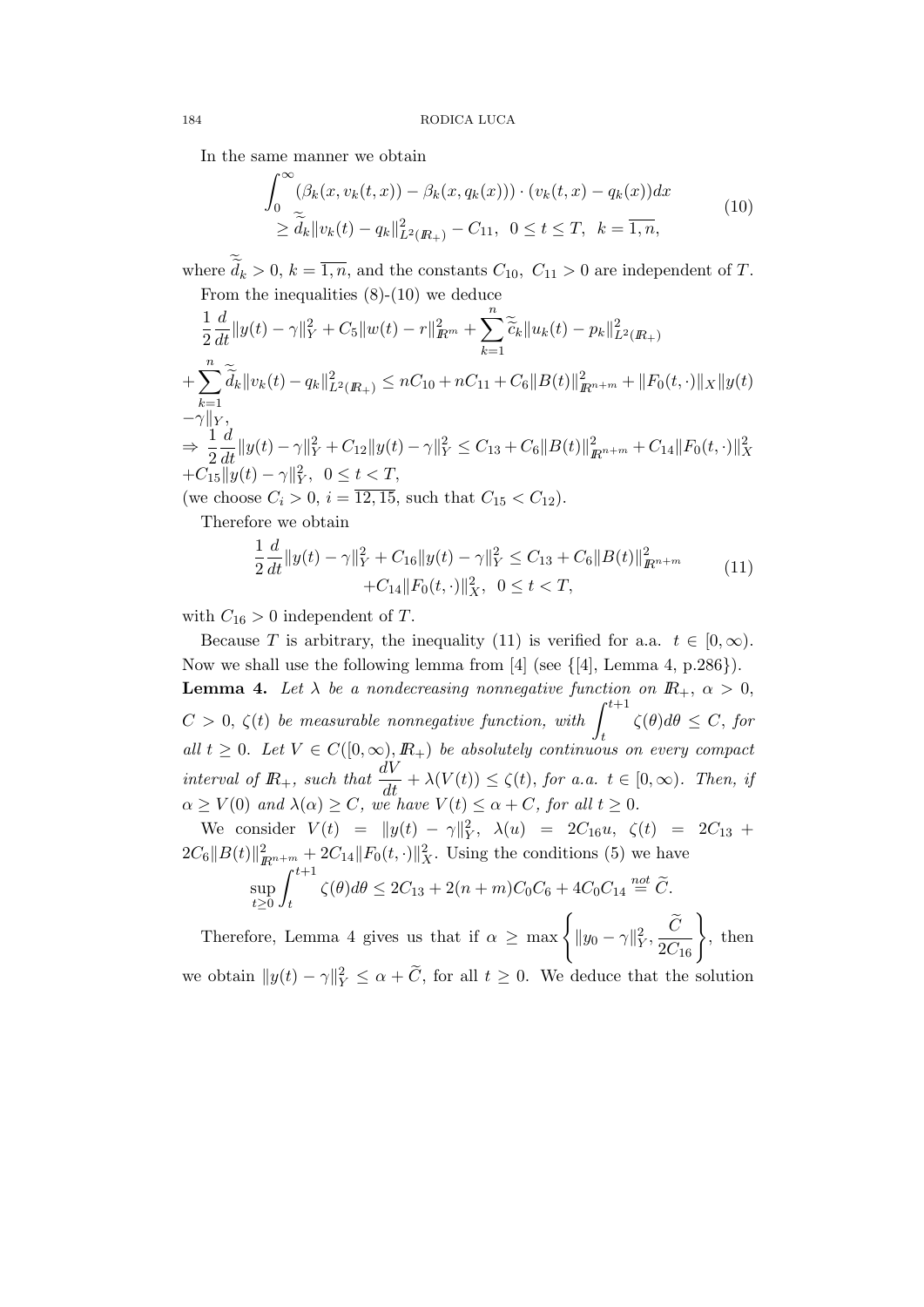In the same manner we obtain

$$
\begin{aligned}
&\int_0^\infty (\beta_k(x, v_k(t,x)) - \beta_k(x, q_k(x))) \cdot (v_k(t,x) - q_k(x))dx \\
&\quad \geq \widetilde{\widetilde{d}}_k \|v_k(t) - q_k\|^2_{L^2(\mathbb{R}_+)} - C_{11}, \;\; 0 \leq t \leq T, \;\; k = \overline{1,n},
\end{aligned} \tag{10}
$$

where $\widetilde{\widetilde{d}}_k > 0$, $k = \overline{1,n}$, and the constants $C_{10},\ C_{11} > 0$ are independent of $T$.

From the inequalities (8)-(10) we deduce

$$
\begin{aligned}
&\frac{1}{2}\frac{d}{dt}\|y(t) - \gamma\|^2_Y + C_5\|w(t) - r\|^2_{\mathbb{R}^m} + \sum_{k=1}^n \widetilde{\widetilde{c}}_k \|u_k(t) - p_k\|^2_{L^2(\mathbb{R}_+)} \\
&+ \sum_{k=1}^n \widetilde{\widetilde{d}}_k \|v_k(t) - q_k\|^2_{L^2(\mathbb{R}_+)} \leq nC_{10} + nC_{11} + C_6\|B(t)\|^2_{\mathbb{R}^{n+m}} + \|F_0(t,\cdot)\|_X \|y(t) \\
&- \gamma\|_Y, \\
&\Rightarrow \frac{1}{2}\frac{d}{dt}\|y(t) - \gamma\|^2_Y + C_{12}\|y(t) - \gamma\|^2_Y \leq C_{13} + C_6\|B(t)\|^2_{\mathbb{R}^{n+m}} + C_{14}\|F_0(t,\cdot)\|^2_X \\
&+ C_{15}\|y(t) - \gamma\|^2_Y, \;\; 0 \leq t < T,
\end{aligned}
$$

(we choose $C_i > 0$, $i = \overline{12,15}$, such that $C_{15} < C_{12}$).

Therefore we obtain

$$
\begin{aligned}
\frac{1}{2}\frac{d}{dt}\|y(t) - \gamma\|^2_Y + C_{16}\|y(t) - \gamma\|^2_Y &\leq C_{13} + C_6\|B(t)\|^2_{\mathbb{R}^{n+m}} \\
&+ C_{14}\|F_0(t,\cdot)\|^2_X, \;\; 0 \leq t < T,
\end{aligned} \tag{11}
$$

with $C_{16} > 0$ independent of $T$.

Because $T$ is arbitrary, the inequality (11) is verified for a.a. $t \in [0, \infty)$. Now we shall use the following lemma from [4] (see {[4], Lemma 4, p.286}).

**Lemma 4.** *Let $\lambda$ be a nondecreasing nonnegative function on $\mathbb{R}_+$, $\alpha > 0$, $C > 0$, $\zeta(t)$ be measurable nonnegative function, with $\int_t^{t+1} \zeta(\theta)d\theta \leq C$, for all $t \geq 0$. Let $V \in C([0,\infty), \mathbb{R}_+)$ be absolutely continuous on every compact interval of $\mathbb{R}_+$, such that $\frac{dV}{dt} + \lambda(V(t)) \leq \zeta(t)$, for a.a. $t \in [0, \infty)$. Then, if $\alpha \geq V(0)$ and $\lambda(\alpha) \geq C$, we have $V(t) \leq \alpha + C$, for all $t \geq 0$.*

We consider $V(t) = \|y(t) - \gamma\|^2_Y$, $\lambda(u) = 2C_{16}u$, $\zeta(t) = 2C_{13} + 2C_6\|B(t)\|^2_{\mathbb{R}^{n+m}} + 2C_{14}\|F_0(t,\cdot)\|^2_X$. Using the conditions (5) we have

$$
\sup_{t \geq 0} \int_t^{t+1} \zeta(\theta)d\theta \leq 2C_{13} + 2(n+m)C_0C_6 + 4C_0C_{14} \overset{not}{=} \widetilde{C}.
$$

Therefore, Lemma 4 gives us that if $\alpha \geq \max\left\{\|y_0 - \gamma\|^2_Y, \frac{\widetilde{C}}{2C_{16}}\right\}$, then we obtain $\|y(t) - \gamma\|^2_Y \leq \alpha + \widetilde{C}$, for all $t \geq 0$. We deduce that the solution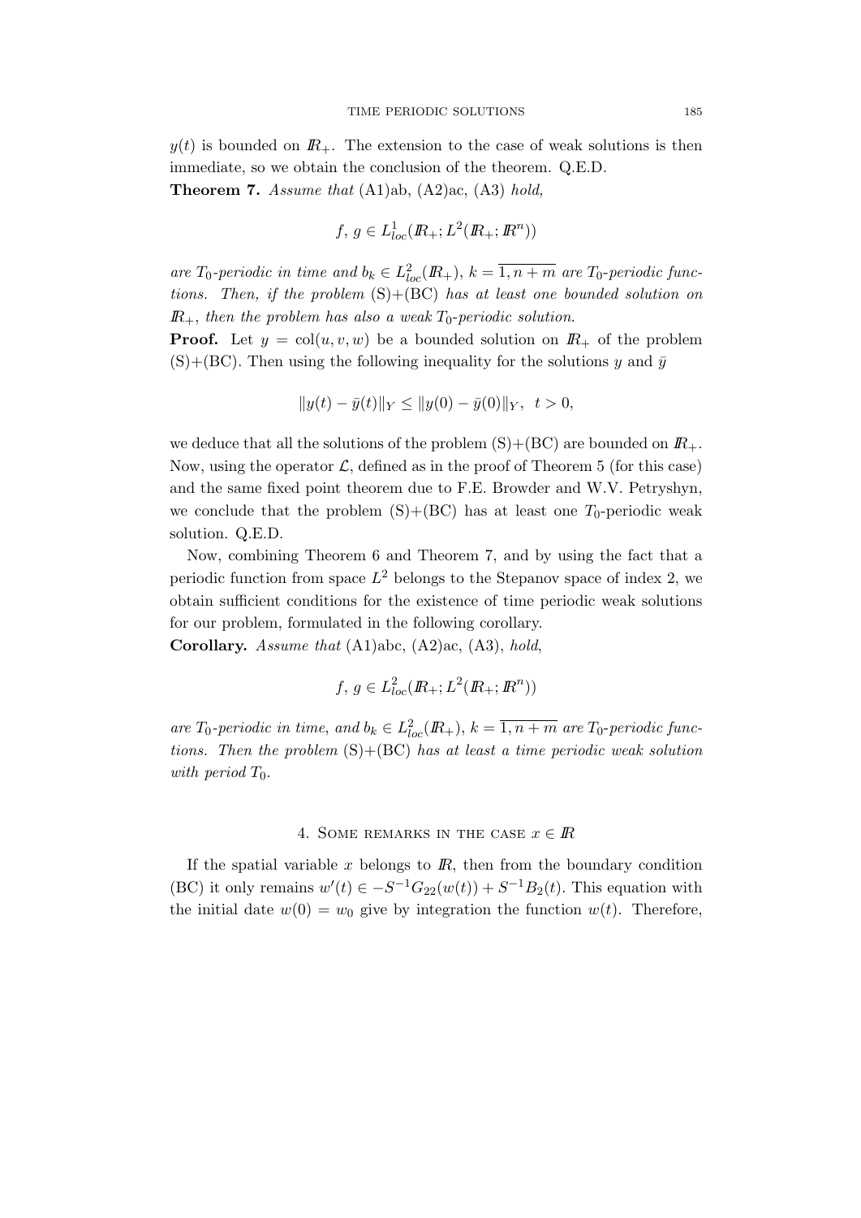$y(t)$ is bounded on $\mathbb{R}_+$. The extension to the case of weak solutions is then immediate, so we obtain the conclusion of the theorem. Q.E.D.

**Theorem 7.** *Assume that* (A1)ab, (A2)ac, (A3) *hold,*

$$f,\, g \in L^1_{loc}(\mathbb{R}_+; L^2(\mathbb{R}_+; \mathbb{R}^n))$$

*are $T_0$-periodic in time and $b_k \in L^2_{loc}(\mathbb{R}_+)$, $k = \overline{1, n+m}$ are $T_0$-periodic functions. Then, if the problem* (S)+(BC) *has at least one bounded solution on $\mathbb{R}_+$, then the problem has also a weak $T_0$-periodic solution.*

**Proof.** Let $y = \mathrm{col}(u, v, w)$ be a bounded solution on $\mathbb{R}_+$ of the problem (S)+(BC). Then using the following inequality for the solutions $y$ and $\bar{y}$

$$\|y(t) - \bar{y}(t)\|_Y \leq \|y(0) - \bar{y}(0)\|_Y, \;\; t > 0,$$

we deduce that all the solutions of the problem (S)+(BC) are bounded on $\mathbb{R}_+$. Now, using the operator $\mathcal{L}$, defined as in the proof of Theorem 5 (for this case) and the same fixed point theorem due to F.E. Browder and W.V. Petryshyn, we conclude that the problem (S)+(BC) has at least one $T_0$-periodic weak solution. Q.E.D.

Now, combining Theorem 6 and Theorem 7, and by using the fact that a periodic function from space $L^2$ belongs to the Stepanov space of index 2, we obtain sufficient conditions for the existence of time periodic weak solutions for our problem, formulated in the following corollary.

**Corollary.** *Assume that* (A1)abc, (A2)ac, (A3), *hold,*

$$f,\, g \in L^2_{loc}(\mathbb{R}_+; L^2(\mathbb{R}_+; \mathbb{R}^n))$$

*are $T_0$-periodic in time, and $b_k \in L^2_{loc}(\mathbb{R}_+)$, $k = \overline{1, n+m}$ are $T_0$-periodic functions. Then the problem* (S)+(BC) *has at least a time periodic weak solution with period $T_0$.*

## 4. Some remarks in the case $x \in \mathbb{R}$

If the spatial variable $x$ belongs to $\mathbb{R}$, then from the boundary condition (BC) it only remains $w'(t) \in -S^{-1}G_{22}(w(t)) + S^{-1}B_2(t)$. This equation with the initial date $w(0) = w_0$ give by integration the function $w(t)$. Therefore,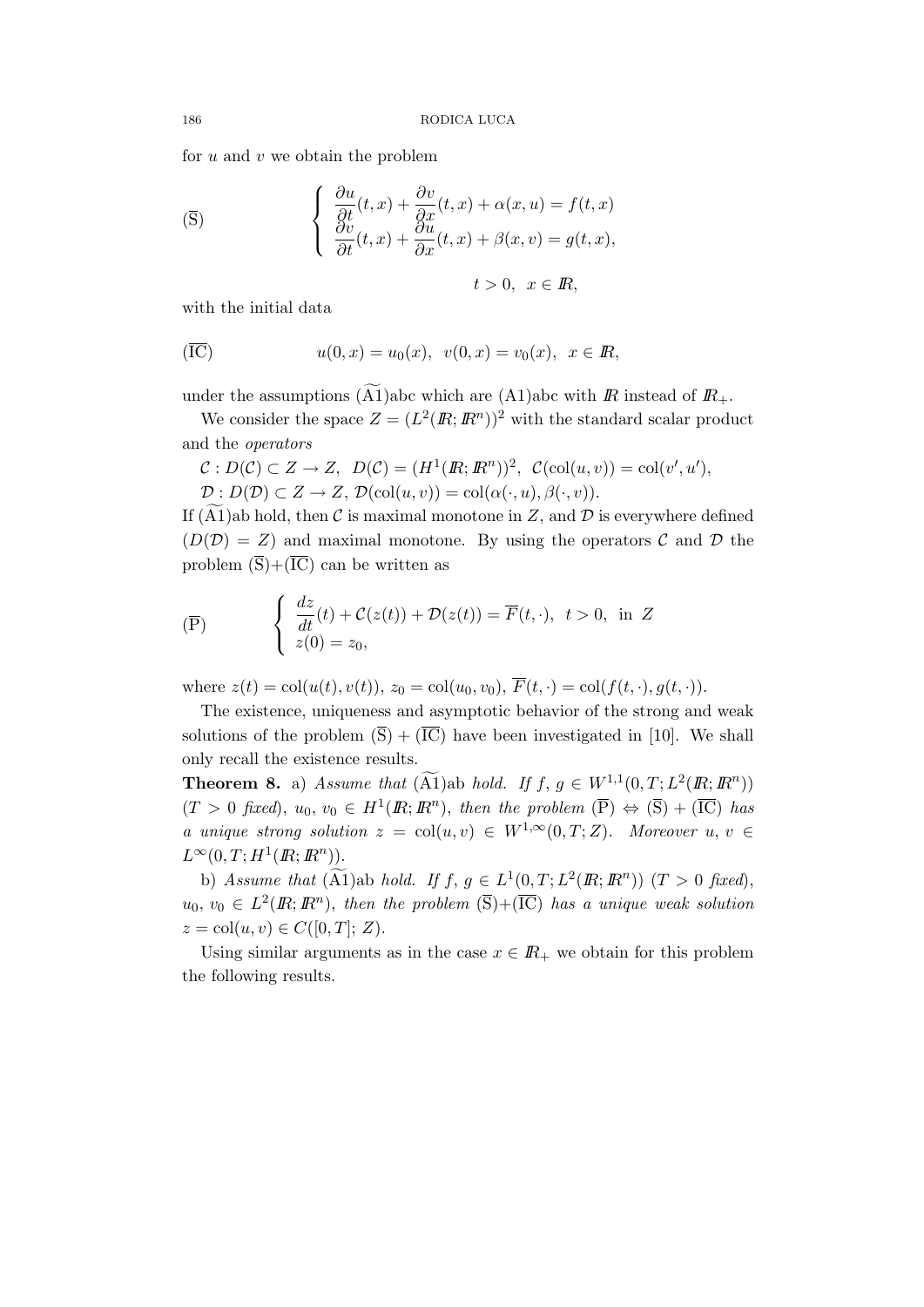for $u$ and $v$ we obtain the problem

$$(\overline{\mathrm{S}}) \qquad \begin{cases} \dfrac{\partial u}{\partial t}(t,x) + \dfrac{\partial v}{\partial x}(t,x) + \alpha(x,u) = f(t,x) \\ \dfrac{\partial v}{\partial t}(t,x) + \dfrac{\partial u}{\partial x}(t,x) + \beta(x,v) = g(t,x), \end{cases}$$

$$t > 0, \quad x \in I\!R,$$

with the initial data

$$(\overline{\mathrm{IC}}) \qquad u(0,x) = u_0(x), \quad v(0,x) = v_0(x), \quad x \in I\!R,$$

under the assumptions $(\widetilde{\mathrm{A1}})$abc which are (A1)abc with $I\!R$ instead of $I\!R_+$.

We consider the space $Z = (L^2(I\!R; I\!R^n))^2$ with the standard scalar product and the *operators*

$\mathcal{C} : D(\mathcal{C}) \subset Z \to Z, \;\; D(\mathcal{C}) = (H^1(I\!R; I\!R^n))^2, \;\; \mathcal{C}(\mathrm{col}(u,v)) = \mathrm{col}(v', u'),$

$\mathcal{D} : D(\mathcal{D}) \subset Z \to Z, \; \mathcal{D}(\mathrm{col}(u,v)) = \mathrm{col}(\alpha(\cdot,u), \beta(\cdot,v)).$

If $(\widetilde{\mathrm{A1}})$ab hold, then $\mathcal{C}$ is maximal monotone in $Z$, and $\mathcal{D}$ is everywhere defined $(D(\mathcal{D}) = Z)$ and maximal monotone. By using the operators $\mathcal{C}$ and $\mathcal{D}$ the problem $(\overline{\mathrm{S}})$+$(\overline{\mathrm{IC}})$ can be written as

$$(\overline{\mathrm{P}}) \qquad \begin{cases} \dfrac{dz}{dt}(t) + \mathcal{C}(z(t)) + \mathcal{D}(z(t)) = \overline{F}(t,\cdot), \;\; t > 0, \;\; \text{in } Z \\ z(0) = z_0, \end{cases}$$

where $z(t) = \mathrm{col}(u(t), v(t))$, $z_0 = \mathrm{col}(u_0, v_0)$, $\overline{F}(t,\cdot) = \mathrm{col}(f(t,\cdot), g(t,\cdot))$.

The existence, uniqueness and asymptotic behavior of the strong and weak solutions of the problem $(\overline{\mathrm{S}})$ + $(\overline{\mathrm{IC}})$ have been investigated in [10]. We shall only recall the existence results.

**Theorem 8.** a) *Assume that* $(\widetilde{\mathrm{A1}})$ab *hold. If* $f,\, g \in W^{1,1}(0,T; L^2(I\!R; I\!R^n))$ $(T > 0$ *fixed*$)$, $u_0,\, v_0 \in H^1(I\!R; I\!R^n)$, *then the problem* $(\overline{\mathrm{P}}) \Leftrightarrow (\overline{\mathrm{S}})$ + $(\overline{\mathrm{IC}})$ *has a unique strong solution* $z = \mathrm{col}(u,v) \in W^{1,\infty}(0,T; Z)$. *Moreover* $u, v \in L^\infty(0,T; H^1(I\!R; I\!R^n))$.

b) *Assume that* $(\widetilde{\mathrm{A1}})$ab *hold. If* $f,\, g \in L^1(0,T; L^2(I\!R; I\!R^n))$ $(T > 0$ *fixed*$)$, $u_0,\, v_0 \in L^2(I\!R; I\!R^n)$, *then the problem* $(\overline{\mathrm{S}})$+$(\overline{\mathrm{IC}})$ *has a unique weak solution* $z = \mathrm{col}(u,v) \in C([0,T];\, Z)$.

Using similar arguments as in the case $x \in I\!R_+$ we obtain for this problem the following results.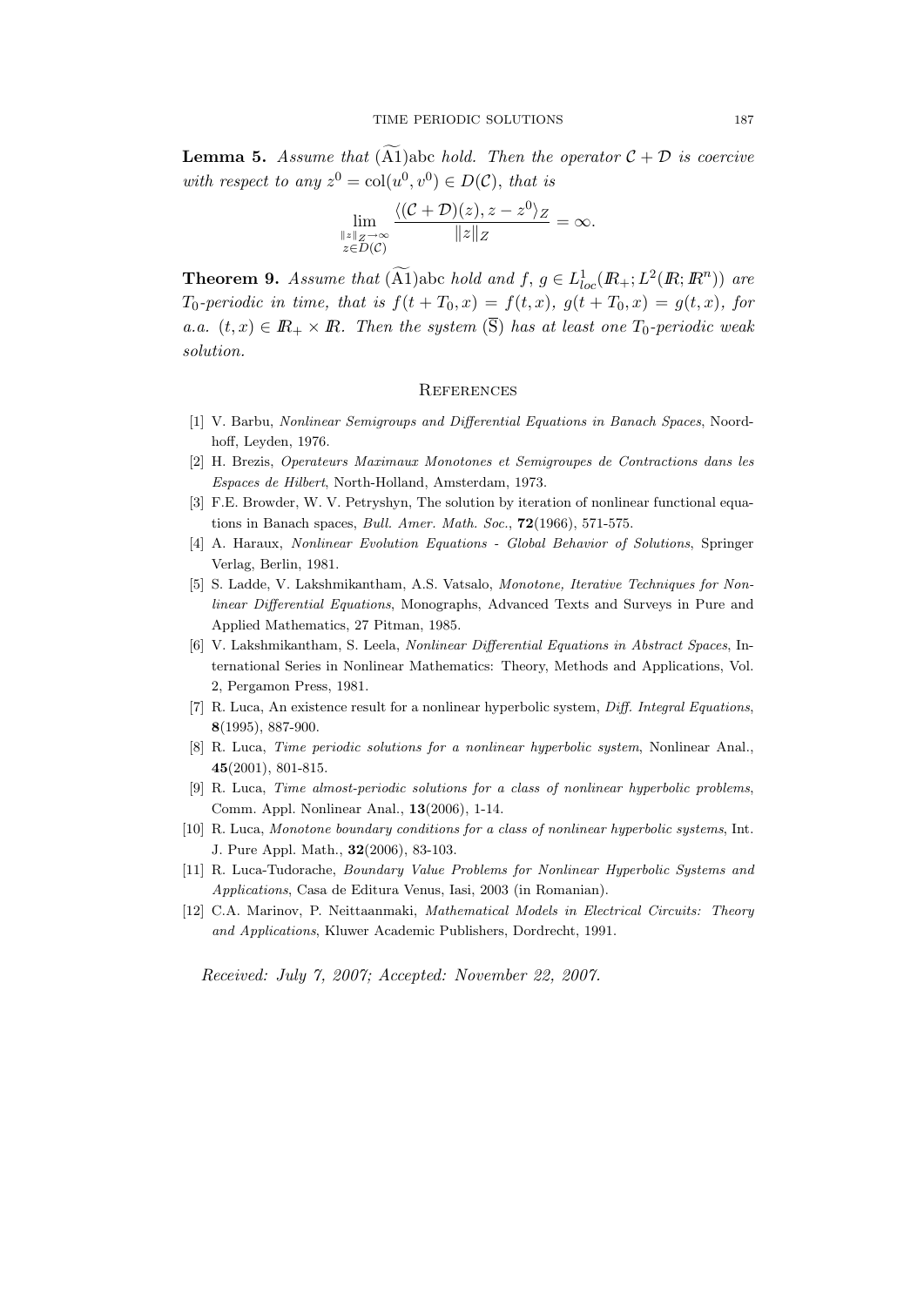**Lemma 5.** *Assume that* $(\widetilde{\text{A1}})$abc *hold. Then the operator* $\mathcal{C}+\mathcal{D}$ *is coercive with respect to any* $z^0 = \text{col}(u^0, v^0) \in D(\mathcal{C})$, *that is*

$$\lim_{\substack{\|z\|_Z \to \infty \\ z \in D(\mathcal{C})}} \frac{\langle (\mathcal{C}+\mathcal{D})(z), z - z^0 \rangle_Z}{\|z\|_Z} = \infty.$$

**Theorem 9.** *Assume that* $(\widetilde{\text{A1}})$abc *hold and* $f,\, g \in L^1_{loc}(\mathbb{R}_+; L^2(\mathbb{R}; \mathbb{R}^n))$ *are* $T_0$*-periodic in time, that is* $f(t+T_0, x) = f(t,x)$, $g(t+T_0,x) = g(t,x)$, *for a.a.* $(t,x) \in \mathbb{R}_+ \times \mathbb{R}$. *Then the system* $(\overline{\text{S}})$ *has at least one* $T_0$*-periodic weak solution.*

## References

[1] V. Barbu, *Nonlinear Semigroups and Differential Equations in Banach Spaces*, Noordhoff, Leyden, 1976.

[2] H. Brezis, *Operateurs Maximaux Monotones et Semigroupes de Contractions dans les Espaces de Hilbert*, North-Holland, Amsterdam, 1973.

[3] F.E. Browder, W. V. Petryshyn, The solution by iteration of nonlinear functional equations in Banach spaces, *Bull. Amer. Math. Soc.*, **72**(1966), 571-575.

[4] A. Haraux, *Nonlinear Evolution Equations - Global Behavior of Solutions*, Springer Verlag, Berlin, 1981.

[5] S. Ladde, V. Lakshmikantham, A.S. Vatsalo, *Monotone, Iterative Techniques for Nonlinear Differential Equations*, Monographs, Advanced Texts and Surveys in Pure and Applied Mathematics, 27 Pitman, 1985.

[6] V. Lakshmikantham, S. Leela, *Nonlinear Differential Equations in Abstract Spaces*, International Series in Nonlinear Mathematics: Theory, Methods and Applications, Vol. 2, Pergamon Press, 1981.

[7] R. Luca, An existence result for a nonlinear hyperbolic system, *Diff. Integral Equations*, **8**(1995), 887-900.

[8] R. Luca, *Time periodic solutions for a nonlinear hyperbolic system*, Nonlinear Anal., **45**(2001), 801-815.

[9] R. Luca, *Time almost-periodic solutions for a class of nonlinear hyperbolic problems*, Comm. Appl. Nonlinear Anal., **13**(2006), 1-14.

[10] R. Luca, *Monotone boundary conditions for a class of nonlinear hyperbolic systems*, Int. J. Pure Appl. Math., **32**(2006), 83-103.

[11] R. Luca-Tudorache, *Boundary Value Problems for Nonlinear Hyperbolic Systems and Applications*, Casa de Editura Venus, Iasi, 2003 (in Romanian).

[12] C.A. Marinov, P. Neittaanmaki, *Mathematical Models in Electrical Circuits: Theory and Applications*, Kluwer Academic Publishers, Dordrecht, 1991.

*Received: July 7, 2007; Accepted: November 22, 2007.*